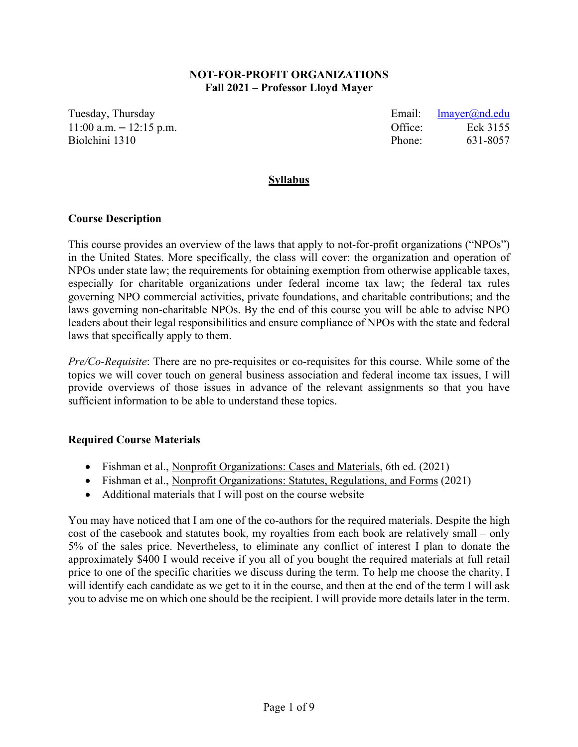# NOT-FOR-PROFIT ORGANIZATIONS
## Fall 2021 – Professor Lloyd Mayer

Tuesday, Thursday  
11:00 a.m. – 12:15 p.m.  
Biolchini 1310

Email: lmayer@nd.edu  
Office: Eck 3155  
Phone: 631-8057

## Syllabus

### Course Description

This course provides an overview of the laws that apply to not-for-profit organizations ("NPOs") in the United States. More specifically, the class will cover: the organization and operation of NPOs under state law; the requirements for obtaining exemption from otherwise applicable taxes, especially for charitable organizations under federal income tax law; the federal tax rules governing NPO commercial activities, private foundations, and charitable contributions; and the laws governing non-charitable NPOs. By the end of this course you will be able to advise NPO leaders about their legal responsibilities and ensure compliance of NPOs with the state and federal laws that specifically apply to them.

*Pre/Co-Requisite*: There are no pre-requisites or co-requisites for this course. While some of the topics we will cover touch on general business association and federal income tax issues, I will provide overviews of those issues in advance of the relevant assignments so that you have sufficient information to be able to understand these topics.

### Required Course Materials

- Fishman et al., Nonprofit Organizations: Cases and Materials, 6th ed. (2021)
- Fishman et al., Nonprofit Organizations: Statutes, Regulations, and Forms (2021)
- Additional materials that I will post on the course website

You may have noticed that I am one of the co-authors for the required materials. Despite the high cost of the casebook and statutes book, my royalties from each book are relatively small – only 5% of the sales price. Nevertheless, to eliminate any conflict of interest I plan to donate the approximately $400 I would receive if you all of you bought the required materials at full retail price to one of the specific charities we discuss during the term. To help me choose the charity, I will identify each candidate as we get to it in the course, and then at the end of the term I will ask you to advise me on which one should be the recipient. I will provide more details later in the term.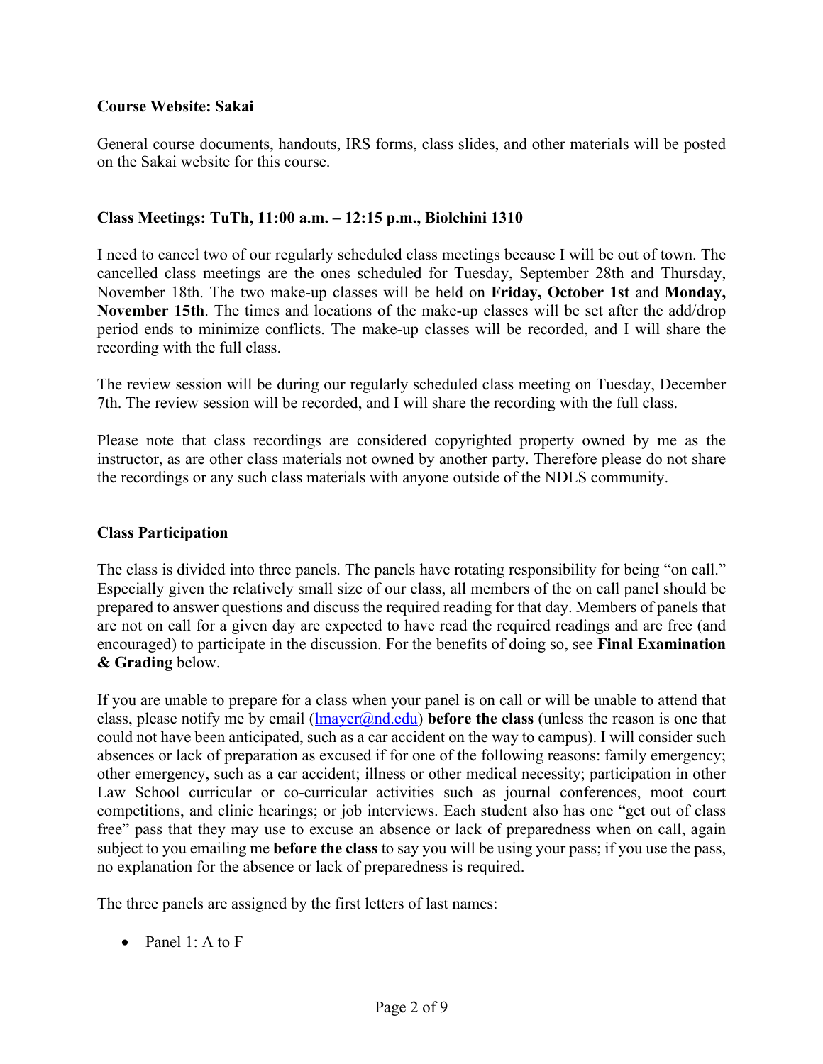**Course Website: Sakai**

General course documents, handouts, IRS forms, class slides, and other materials will be posted on the Sakai website for this course.

**Class Meetings: TuTh, 11:00 a.m. – 12:15 p.m., Biolchini 1310**

I need to cancel two of our regularly scheduled class meetings because I will be out of town. The cancelled class meetings are the ones scheduled for Tuesday, September 28th and Thursday, November 18th. The two make-up classes will be held on **Friday, October 1st** and **Monday, November 15th**. The times and locations of the make-up classes will be set after the add/drop period ends to minimize conflicts. The make-up classes will be recorded, and I will share the recording with the full class.

The review session will be during our regularly scheduled class meeting on Tuesday, December 7th. The review session will be recorded, and I will share the recording with the full class.

Please note that class recordings are considered copyrighted property owned by me as the instructor, as are other class materials not owned by another party. Therefore please do not share the recordings or any such class materials with anyone outside of the NDLS community.

**Class Participation**

The class is divided into three panels. The panels have rotating responsibility for being "on call." Especially given the relatively small size of our class, all members of the on call panel should be prepared to answer questions and discuss the required reading for that day. Members of panels that are not on call for a given day are expected to have read the required readings and are free (and encouraged) to participate in the discussion. For the benefits of doing so, see **Final Examination & Grading** below.

If you are unable to prepare for a class when your panel is on call or will be unable to attend that class, please notify me by email (lmayer@nd.edu) **before the class** (unless the reason is one that could not have been anticipated, such as a car accident on the way to campus). I will consider such absences or lack of preparation as excused if for one of the following reasons: family emergency; other emergency, such as a car accident; illness or other medical necessity; participation in other Law School curricular or co-curricular activities such as journal conferences, moot court competitions, and clinic hearings; or job interviews. Each student also has one "get out of class free" pass that they may use to excuse an absence or lack of preparedness when on call, again subject to you emailing me **before the class** to say you will be using your pass; if you use the pass, no explanation for the absence or lack of preparedness is required.

The three panels are assigned by the first letters of last names:

- Panel 1: A to F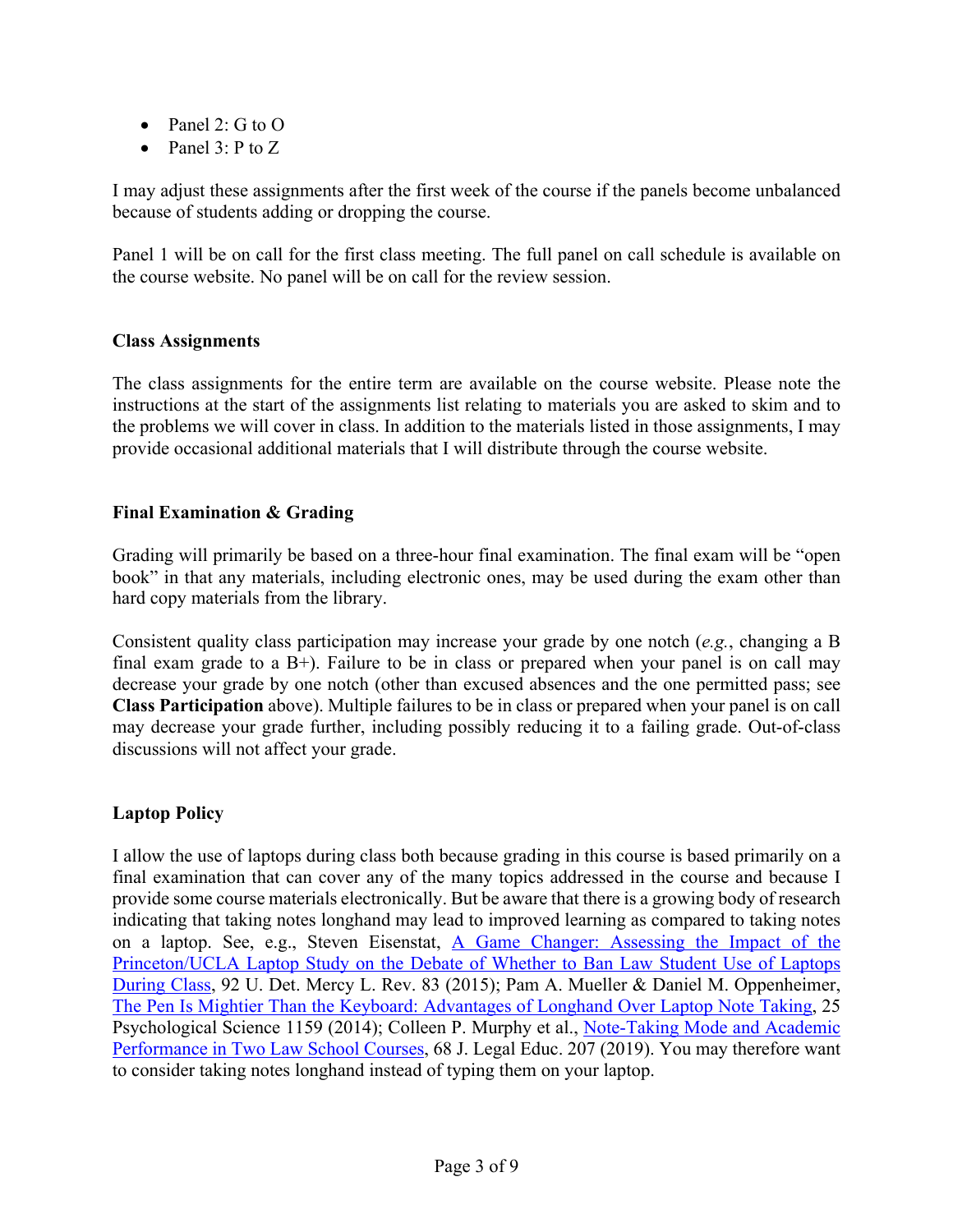- Panel 2: G to O
- Panel 3: P to Z

I may adjust these assignments after the first week of the course if the panels become unbalanced because of students adding or dropping the course.

Panel 1 will be on call for the first class meeting. The full panel on call schedule is available on the course website. No panel will be on call for the review session.

**Class Assignments**

The class assignments for the entire term are available on the course website. Please note the instructions at the start of the assignments list relating to materials you are asked to skim and to the problems we will cover in class. In addition to the materials listed in those assignments, I may provide occasional additional materials that I will distribute through the course website.

**Final Examination & Grading**

Grading will primarily be based on a three-hour final examination. The final exam will be "open book" in that any materials, including electronic ones, may be used during the exam other than hard copy materials from the library.

Consistent quality class participation may increase your grade by one notch (*e.g.*, changing a B final exam grade to a B+). Failure to be in class or prepared when your panel is on call may decrease your grade by one notch (other than excused absences and the one permitted pass; see **Class Participation** above). Multiple failures to be in class or prepared when your panel is on call may decrease your grade further, including possibly reducing it to a failing grade. Out-of-class discussions will not affect your grade.

**Laptop Policy**

I allow the use of laptops during class both because grading in this course is based primarily on a final examination that can cover any of the many topics addressed in the course and because I provide some course materials electronically. But be aware that there is a growing body of research indicating that taking notes longhand may lead to improved learning as compared to taking notes on a laptop. See, e.g., Steven Eisenstat, A Game Changer: Assessing the Impact of the Princeton/UCLA Laptop Study on the Debate of Whether to Ban Law Student Use of Laptops During Class, 92 U. Det. Mercy L. Rev. 83 (2015); Pam A. Mueller & Daniel M. Oppenheimer, The Pen Is Mightier Than the Keyboard: Advantages of Longhand Over Laptop Note Taking, 25 Psychological Science 1159 (2014); Colleen P. Murphy et al., Note-Taking Mode and Academic Performance in Two Law School Courses, 68 J. Legal Educ. 207 (2019). You may therefore want to consider taking notes longhand instead of typing them on your laptop.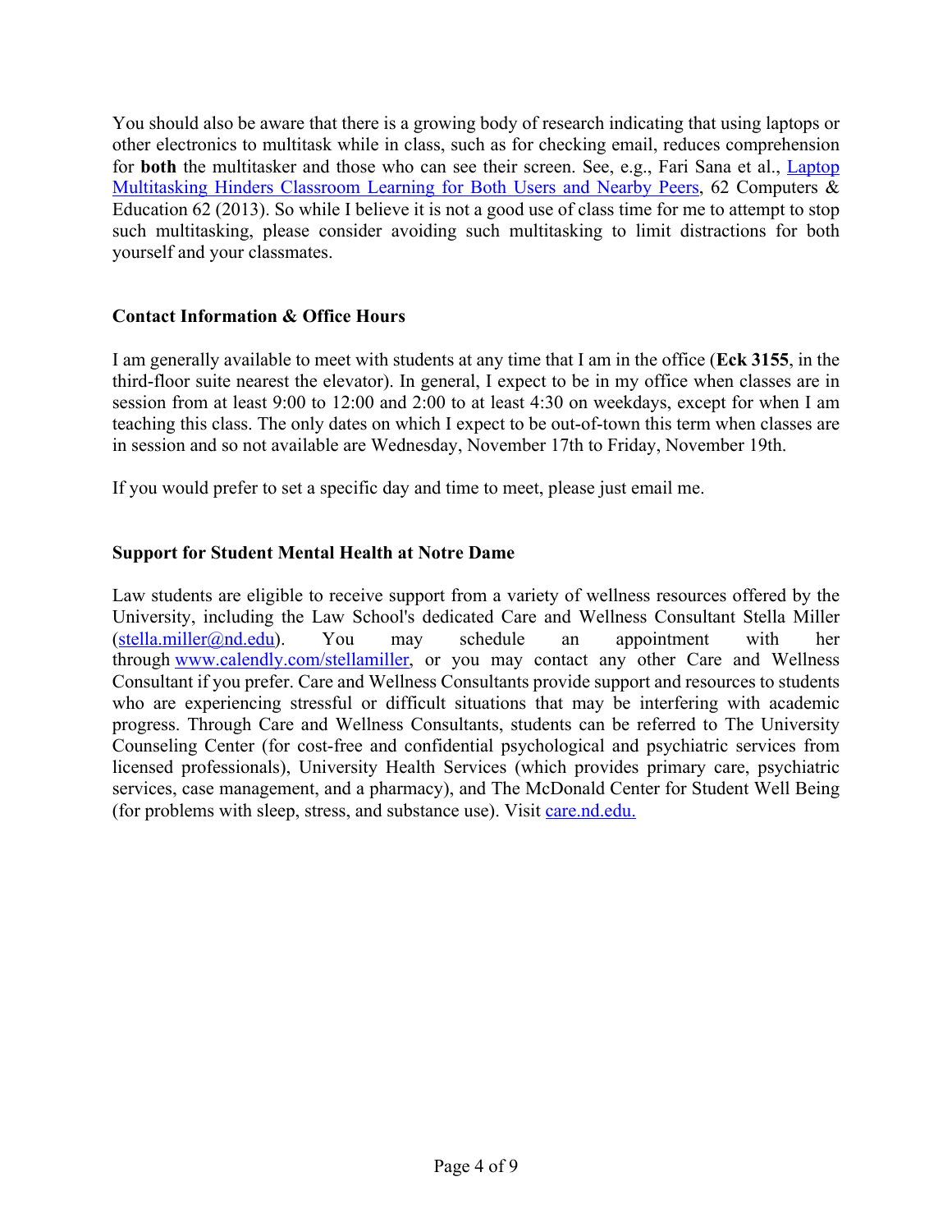You should also be aware that there is a growing body of research indicating that using laptops or other electronics to multitask while in class, such as for checking email, reduces comprehension for **both** the multitasker and those who can see their screen. See, e.g., Fari Sana et al., [Laptop Multitasking Hinders Classroom Learning for Both Users and Nearby Peers](), 62 Computers & Education 62 (2013). So while I believe it is not a good use of class time for me to attempt to stop such multitasking, please consider avoiding such multitasking to limit distractions for both yourself and your classmates.

### Contact Information & Office Hours

I am generally available to meet with students at any time that I am in the office (**Eck 3155**, in the third-floor suite nearest the elevator). In general, I expect to be in my office when classes are in session from at least 9:00 to 12:00 and 2:00 to at least 4:30 on weekdays, except for when I am teaching this class. The only dates on which I expect to be out-of-town this term when classes are in session and so not available are Wednesday, November 17th to Friday, November 19th.

If you would prefer to set a specific day and time to meet, please just email me.

### Support for Student Mental Health at Notre Dame

Law students are eligible to receive support from a variety of wellness resources offered by the University, including the Law School's dedicated Care and Wellness Consultant Stella Miller (stella.miller@nd.edu). You may schedule an appointment with her through www.calendly.com/stellamiller, or you may contact any other Care and Wellness Consultant if you prefer. Care and Wellness Consultants provide support and resources to students who are experiencing stressful or difficult situations that may be interfering with academic progress. Through Care and Wellness Consultants, students can be referred to The University Counseling Center (for cost-free and confidential psychological and psychiatric services from licensed professionals), University Health Services (which provides primary care, psychiatric services, case management, and a pharmacy), and The McDonald Center for Student Well Being (for problems with sleep, stress, and substance use). Visit care.nd.edu.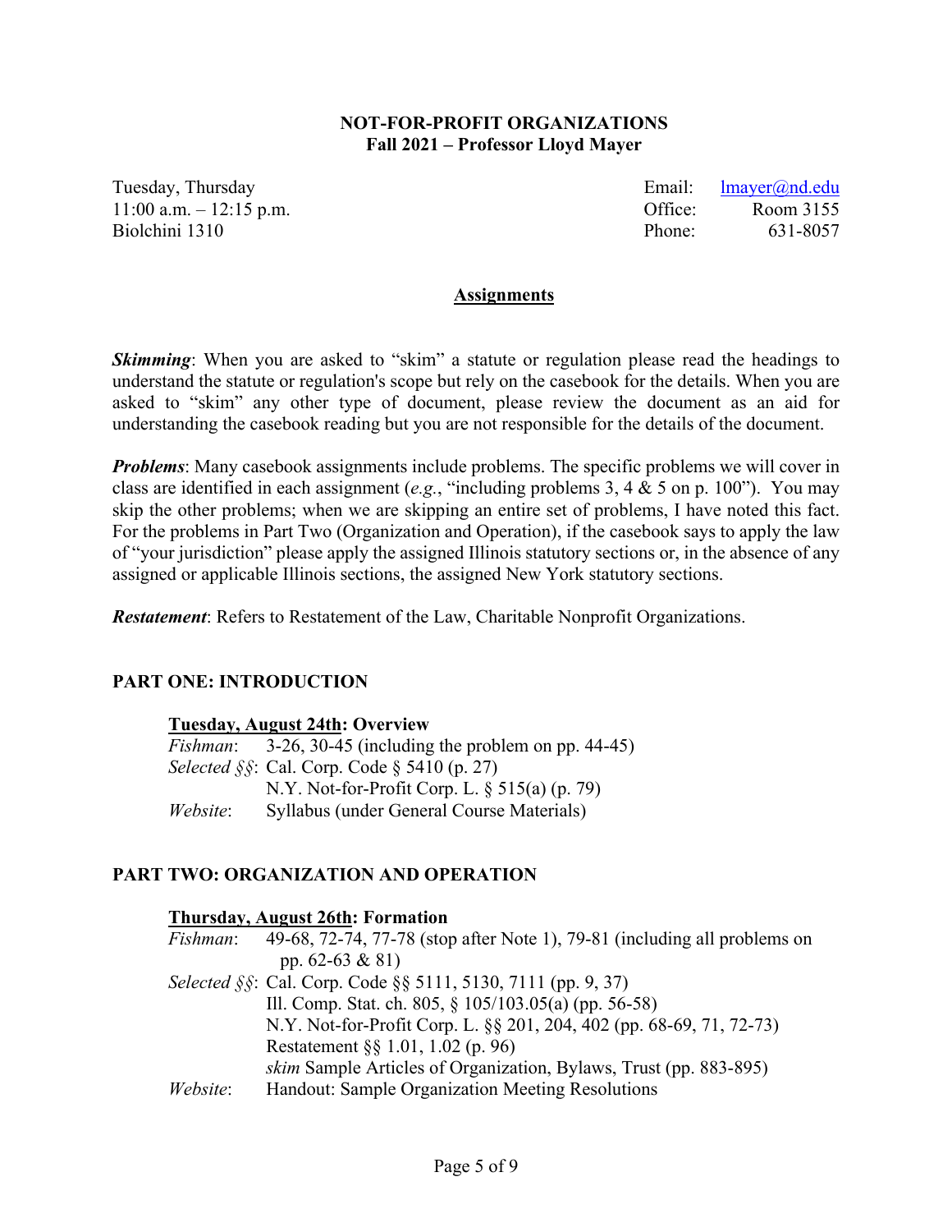**NOT-FOR-PROFIT ORGANIZATIONS**
**Fall 2021 – Professor Lloyd Mayer**

Tuesday, Thursday
11:00 a.m. – 12:15 p.m.
Biolchini 1310

Email: lmayer@nd.edu
Office: Room 3155
Phone: 631-8057

## Assignments

***Skimming***: When you are asked to "skim" a statute or regulation please read the headings to understand the statute or regulation's scope but rely on the casebook for the details. When you are asked to "skim" any other type of document, please review the document as an aid for understanding the casebook reading but you are not responsible for the details of the document.

***Problems***: Many casebook assignments include problems. The specific problems we will cover in class are identified in each assignment (*e.g.*, "including problems 3, 4 & 5 on p. 100"). You may skip the other problems; when we are skipping an entire set of problems, I have noted this fact. For the problems in Part Two (Organization and Operation), if the casebook says to apply the law of "your jurisdiction" please apply the assigned Illinois statutory sections or, in the absence of any assigned or applicable Illinois sections, the assigned New York statutory sections.

***Restatement***: Refers to Restatement of the Law, Charitable Nonprofit Organizations.

## PART ONE: INTRODUCTION

### Tuesday, August 24th: Overview

*Fishman*: 3-26, 30-45 (including the problem on pp. 44-45)
*Selected §§*: Cal. Corp. Code § 5410 (p. 27)
N.Y. Not-for-Profit Corp. L. § 515(a) (p. 79)
*Website*: Syllabus (under General Course Materials)

## PART TWO: ORGANIZATION AND OPERATION

### Thursday, August 26th: Formation

*Fishman*: 49-68, 72-74, 77-78 (stop after Note 1), 79-81 (including all problems on pp. 62-63 & 81)
*Selected §§*: Cal. Corp. Code §§ 5111, 5130, 7111 (pp. 9, 37)
Ill. Comp. Stat. ch. 805, § 105/103.05(a) (pp. 56-58)
N.Y. Not-for-Profit Corp. L. §§ 201, 204, 402 (pp. 68-69, 71, 72-73)
Restatement §§ 1.01, 1.02 (p. 96)
*skim* Sample Articles of Organization, Bylaws, Trust (pp. 883-895)
*Website*: Handout: Sample Organization Meeting Resolutions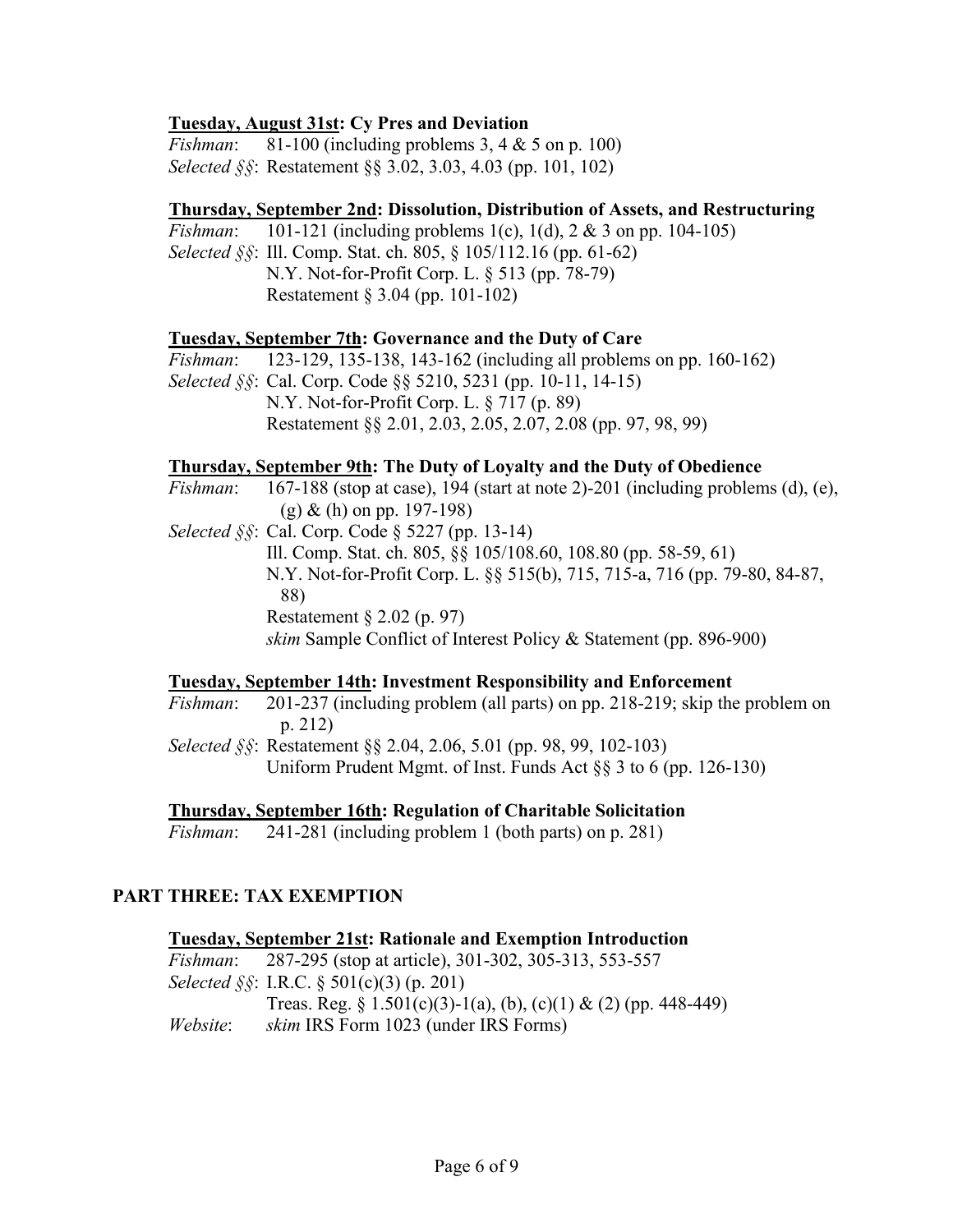**<u>Tuesday, August 31st</u>: Cy Pres and Deviation**

*Fishman*: 81-100 (including problems 3, 4 & 5 on p. 100)
*Selected §§*: Restatement §§ 3.02, 3.03, 4.03 (pp. 101, 102)

**<u>Thursday, September 2nd</u>: Dissolution, Distribution of Assets, and Restructuring**

*Fishman*: 101-121 (including problems 1(c), 1(d), 2 & 3 on pp. 104-105)
*Selected §§*: Ill. Comp. Stat. ch. 805, § 105/112.16 (pp. 61-62)
N.Y. Not-for-Profit Corp. L. § 513 (pp. 78-79)
Restatement § 3.04 (pp. 101-102)

**<u>Tuesday, September 7th</u>: Governance and the Duty of Care**

*Fishman*: 123-129, 135-138, 143-162 (including all problems on pp. 160-162)
*Selected §§*: Cal. Corp. Code §§ 5210, 5231 (pp. 10-11, 14-15)
N.Y. Not-for-Profit Corp. L. § 717 (p. 89)
Restatement §§ 2.01, 2.03, 2.05, 2.07, 2.08 (pp. 97, 98, 99)

**<u>Thursday, September 9th</u>: The Duty of Loyalty and the Duty of Obedience**

*Fishman*: 167-188 (stop at case), 194 (start at note 2)-201 (including problems (d), (e), (g) & (h) on pp. 197-198)
*Selected §§*: Cal. Corp. Code § 5227 (pp. 13-14)
Ill. Comp. Stat. ch. 805, §§ 105/108.60, 108.80 (pp. 58-59, 61)
N.Y. Not-for-Profit Corp. L. §§ 515(b), 715, 715-a, 716 (pp. 79-80, 84-87, 88)
Restatement § 2.02 (p. 97)
*skim* Sample Conflict of Interest Policy & Statement (pp. 896-900)

**<u>Tuesday, September 14th</u>: Investment Responsibility and Enforcement**

*Fishman*: 201-237 (including problem (all parts) on pp. 218-219; skip the problem on p. 212)
*Selected §§*: Restatement §§ 2.04, 2.06, 5.01 (pp. 98, 99, 102-103)
Uniform Prudent Mgmt. of Inst. Funds Act §§ 3 to 6 (pp. 126-130)

**<u>Thursday, September 16th</u>: Regulation of Charitable Solicitation**

*Fishman*: 241-281 (including problem 1 (both parts) on p. 281)

## PART THREE: TAX EXEMPTION

**<u>Tuesday, September 21st</u>: Rationale and Exemption Introduction**

*Fishman*: 287-295 (stop at article), 301-302, 305-313, 553-557
*Selected §§*: I.R.C. § 501(c)(3) (p. 201)
Treas. Reg. § 1.501(c)(3)-1(a), (b), (c)(1) & (2) (pp. 448-449)
*Website*: *skim* IRS Form 1023 (under IRS Forms)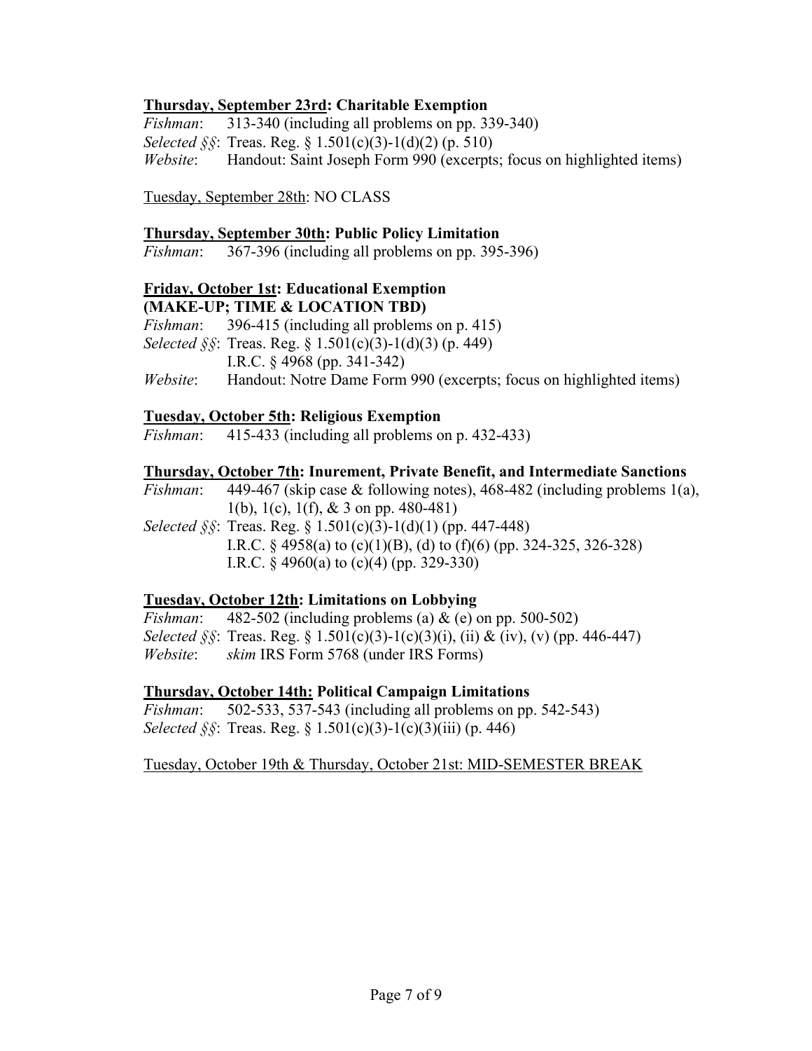**<u>Thursday, September 23rd</u>: Charitable Exemption**

*Fishman*: 313-340 (including all problems on pp. 339-340)

*Selected §§*: Treas. Reg. § 1.501(c)(3)-1(d)(2) (p. 510)

*Website*: Handout: Saint Joseph Form 990 (excerpts; focus on highlighted items)

<u>Tuesday, September 28th</u>: NO CLASS

**<u>Thursday, September 30th</u>: Public Policy Limitation**

*Fishman*: 367-396 (including all problems on pp. 395-396)

**<u>Friday, October 1st</u>: Educational Exemption**
**(MAKE-UP; TIME & LOCATION TBD)**

*Fishman*: 396-415 (including all problems on p. 415)

*Selected §§*: Treas. Reg. § 1.501(c)(3)-1(d)(3) (p. 449)
I.R.C. § 4968 (pp. 341-342)

*Website*: Handout: Notre Dame Form 990 (excerpts; focus on highlighted items)

**<u>Tuesday, October 5th</u>: Religious Exemption**

*Fishman*: 415-433 (including all problems on p. 432-433)

**<u>Thursday, October 7th</u>: Inurement, Private Benefit, and Intermediate Sanctions**

*Fishman*: 449-467 (skip case & following notes), 468-482 (including problems 1(a), 1(b), 1(c), 1(f), & 3 on pp. 480-481)

*Selected §§*: Treas. Reg. § 1.501(c)(3)-1(d)(1) (pp. 447-448)
I.R.C. § 4958(a) to (c)(1)(B), (d) to (f)(6) (pp. 324-325, 326-328)
I.R.C. § 4960(a) to (c)(4) (pp. 329-330)

**<u>Tuesday, October 12th</u>: Limitations on Lobbying**

*Fishman*: 482-502 (including problems (a) & (e) on pp. 500-502)

*Selected §§*: Treas. Reg. § 1.501(c)(3)-1(c)(3)(i), (ii) & (iv), (v) (pp. 446-447)

*Website*: *skim* IRS Form 5768 (under IRS Forms)

**<u>Thursday, October 14th:</u> Political Campaign Limitations**

*Fishman*: 502-533, 537-543 (including all problems on pp. 542-543)

*Selected §§*: Treas. Reg. § 1.501(c)(3)-1(c)(3)(iii) (p. 446)

<u>Tuesday, October 19th & Thursday, October 21st: MID-SEMESTER BREAK</u>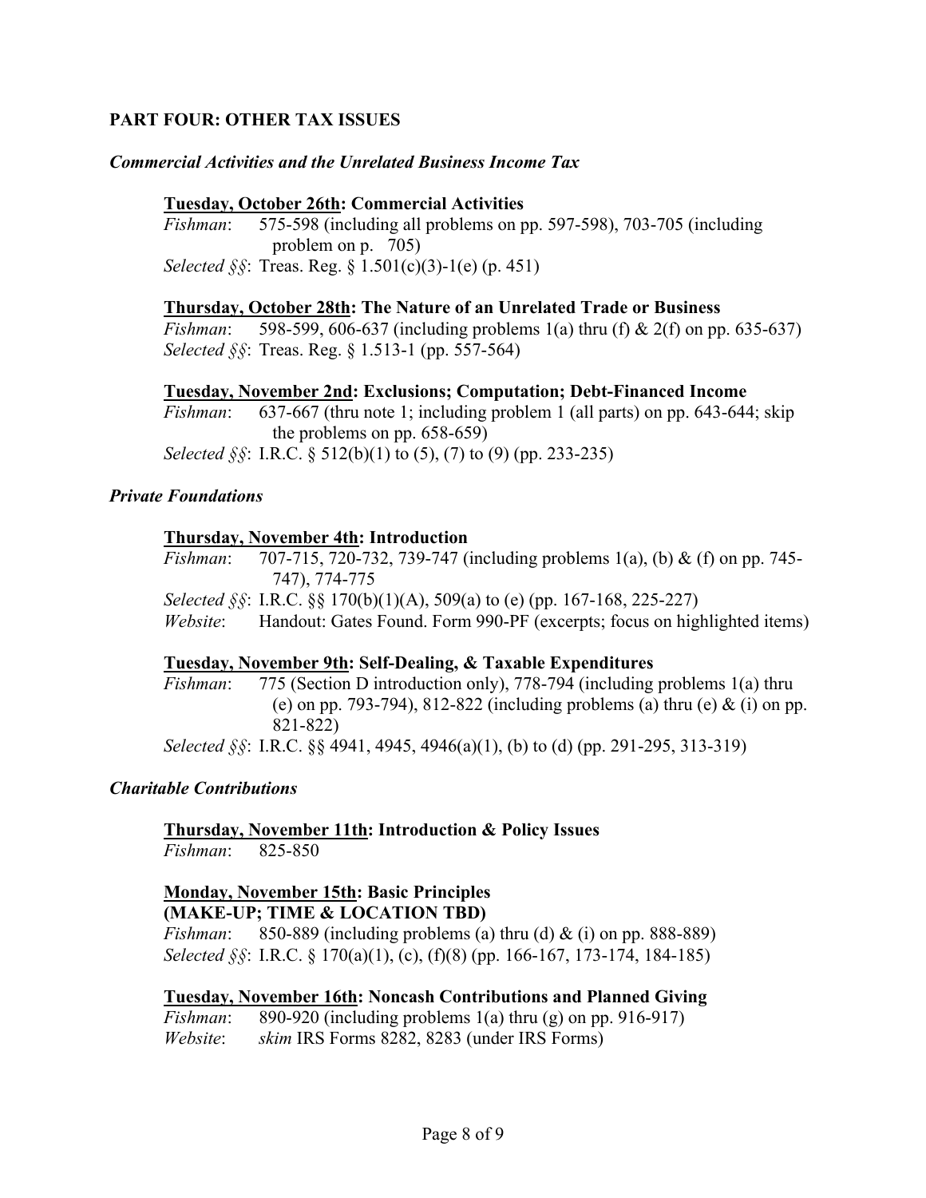## PART FOUR: OTHER TAX ISSUES

### *Commercial Activities and the Unrelated Business Income Tax*

**<u>Tuesday, October 26th</u>: Commercial Activities**
*Fishman*: 575-598 (including all problems on pp. 597-598), 703-705 (including problem on p. 705)
*Selected §§*: Treas. Reg. § 1.501(c)(3)-1(e) (p. 451)

**<u>Thursday, October 28th</u>: The Nature of an Unrelated Trade or Business**
*Fishman*: 598-599, 606-637 (including problems 1(a) thru (f) & 2(f) on pp. 635-637)
*Selected §§*: Treas. Reg. § 1.513-1 (pp. 557-564)

**<u>Tuesday, November 2nd</u>: Exclusions; Computation; Debt-Financed Income**
*Fishman*: 637-667 (thru note 1; including problem 1 (all parts) on pp. 643-644; skip the problems on pp. 658-659)
*Selected §§*: I.R.C. § 512(b)(1) to (5), (7) to (9) (pp. 233-235)

### *Private Foundations*

**<u>Thursday, November 4th</u>: Introduction**
*Fishman*: 707-715, 720-732, 739-747 (including problems 1(a), (b) & (f) on pp. 745-747), 774-775
*Selected §§*: I.R.C. §§ 170(b)(1)(A), 509(a) to (e) (pp. 167-168, 225-227)
*Website*: Handout: Gates Found. Form 990-PF (excerpts; focus on highlighted items)

**<u>Tuesday, November 9th</u>: Self-Dealing, & Taxable Expenditures**
*Fishman*: 775 (Section D introduction only), 778-794 (including problems 1(a) thru (e) on pp. 793-794), 812-822 (including problems (a) thru (e) & (i) on pp. 821-822)
*Selected §§*: I.R.C. §§ 4941, 4945, 4946(a)(1), (b) to (d) (pp. 291-295, 313-319)

### *Charitable Contributions*

**<u>Thursday, November 11th</u>: Introduction & Policy Issues**
*Fishman*: 825-850

**<u>Monday, November 15th</u>: Basic Principles**
**(MAKE-UP; TIME & LOCATION TBD)**
*Fishman*: 850-889 (including problems (a) thru (d) & (i) on pp. 888-889)
*Selected §§*: I.R.C. § 170(a)(1), (c), (f)(8) (pp. 166-167, 173-174, 184-185)

**<u>Tuesday, November 16th</u>: Noncash Contributions and Planned Giving**
*Fishman*: 890-920 (including problems 1(a) thru (g) on pp. 916-917)
*Website*: *skim* IRS Forms 8282, 8283 (under IRS Forms)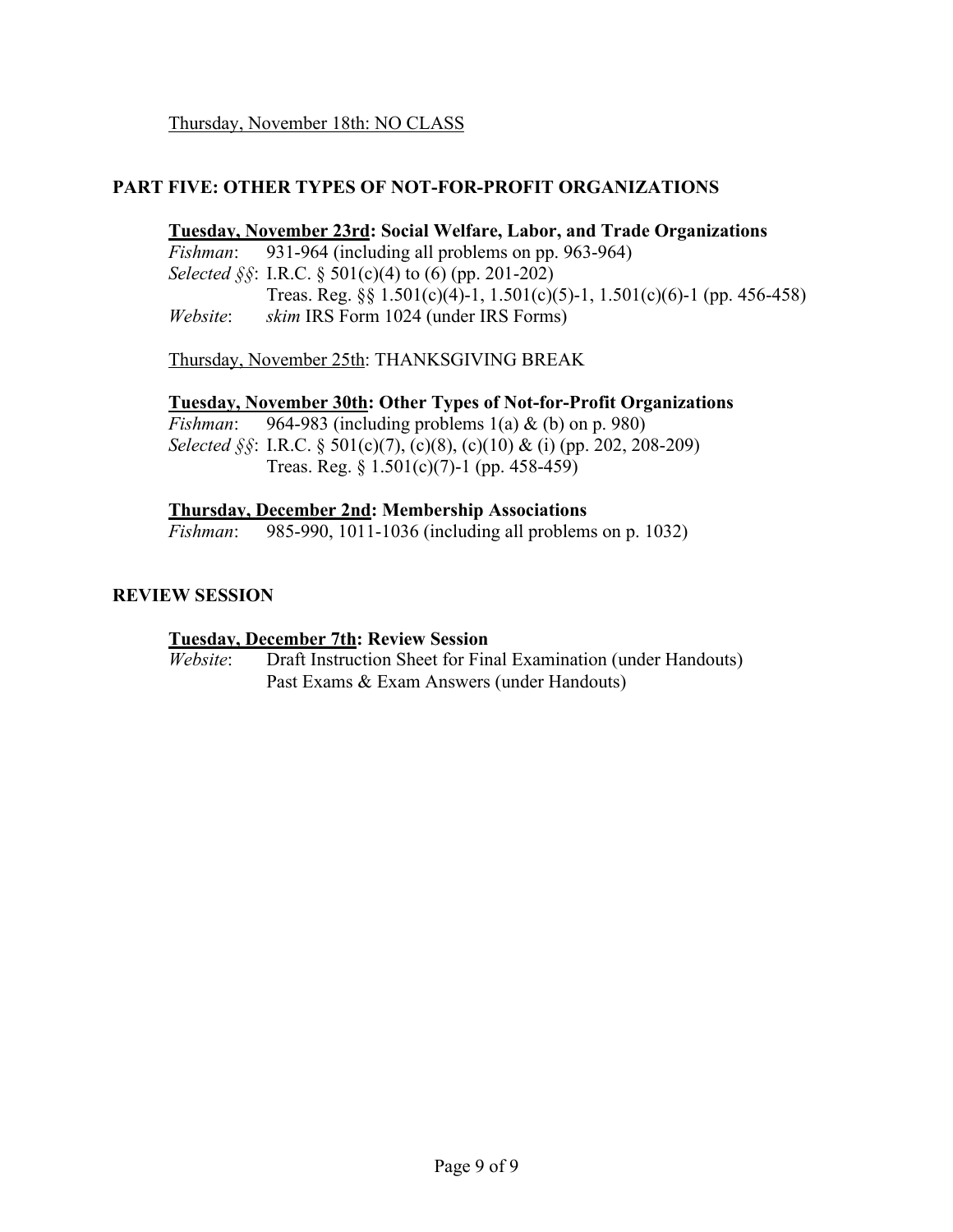Thursday, November 18th: NO CLASS

## PART FIVE: OTHER TYPES OF NOT-FOR-PROFIT ORGANIZATIONS

**Tuesday, November 23rd: Social Welfare, Labor, and Trade Organizations**

*Fishman*: 931-964 (including all problems on pp. 963-964)
*Selected §§*: I.R.C. § 501(c)(4) to (6) (pp. 201-202)
Treas. Reg. §§ 1.501(c)(4)-1, 1.501(c)(5)-1, 1.501(c)(6)-1 (pp. 456-458)
*Website*: *skim* IRS Form 1024 (under IRS Forms)

Thursday, November 25th: THANKSGIVING BREAK

**Tuesday, November 30th: Other Types of Not-for-Profit Organizations**

*Fishman*: 964-983 (including problems 1(a) & (b) on p. 980)
*Selected §§*: I.R.C. § 501(c)(7), (c)(8), (c)(10) & (i) (pp. 202, 208-209)
Treas. Reg. § 1.501(c)(7)-1 (pp. 458-459)

**Thursday, December 2nd: Membership Associations**

*Fishman*: 985-990, 1011-1036 (including all problems on p. 1032)

## REVIEW SESSION

**Tuesday, December 7th: Review Session**

*Website*: Draft Instruction Sheet for Final Examination (under Handouts)
Past Exams & Exam Answers (under Handouts)